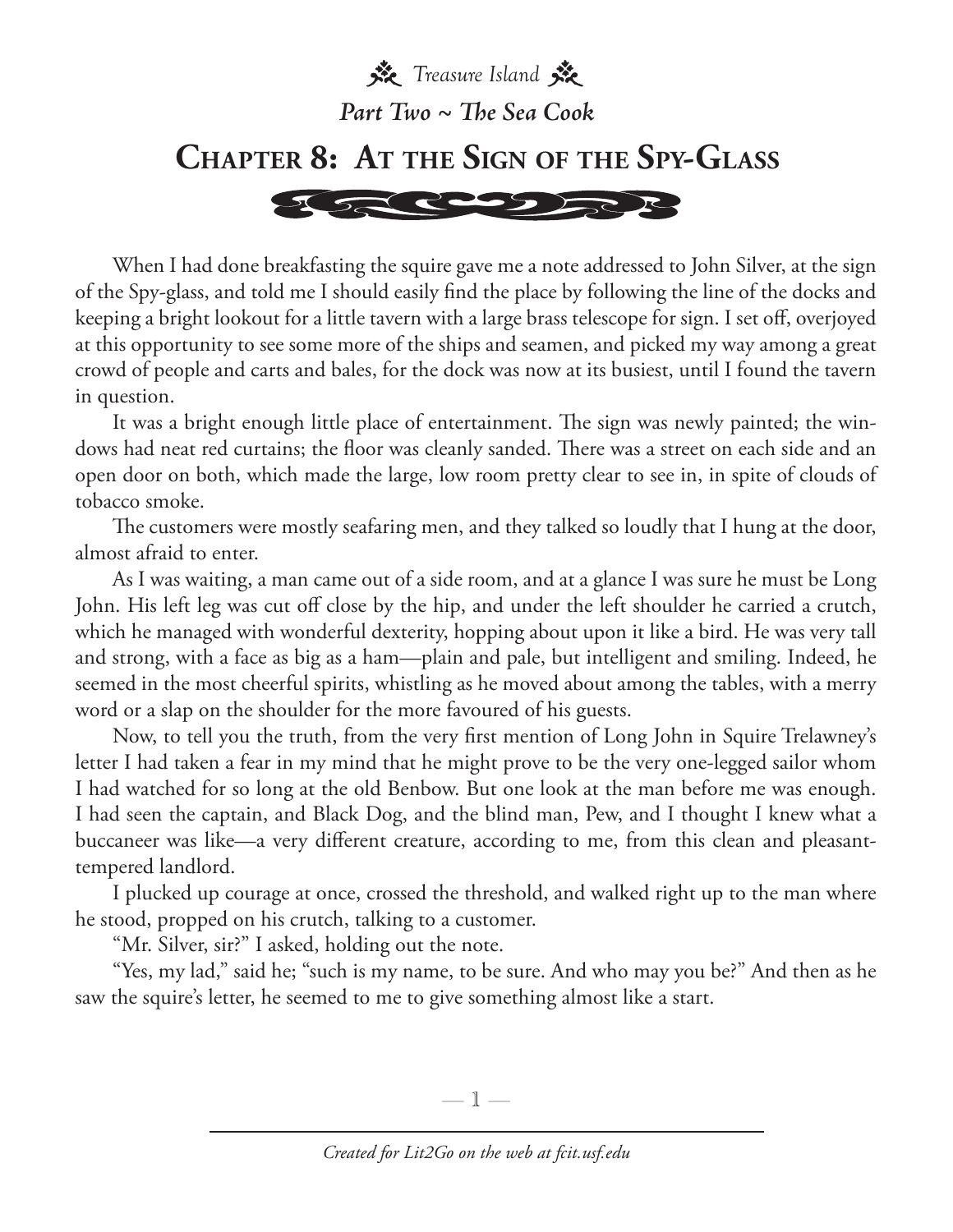*Treasure Island*

*Part Two ~ The Sea Cook*

# Chapter 8: At the Sign of the Spy-Glass

When I had done breakfasting the squire gave me a note addressed to John Silver, at the sign of the Spy-glass, and told me I should easily find the place by following the line of the docks and keeping a bright lookout for a little tavern with a large brass telescope for sign. I set off, overjoyed at this opportunity to see some more of the ships and seamen, and picked my way among a great crowd of people and carts and bales, for the dock was now at its busiest, until I found the tavern in question.

It was a bright enough little place of entertainment. The sign was newly painted; the windows had neat red curtains; the floor was cleanly sanded. There was a street on each side and an open door on both, which made the large, low room pretty clear to see in, in spite of clouds of tobacco smoke.

The customers were mostly seafaring men, and they talked so loudly that I hung at the door, almost afraid to enter.

As I was waiting, a man came out of a side room, and at a glance I was sure he must be Long John. His left leg was cut off close by the hip, and under the left shoulder he carried a crutch, which he managed with wonderful dexterity, hopping about upon it like a bird. He was very tall and strong, with a face as big as a ham—plain and pale, but intelligent and smiling. Indeed, he seemed in the most cheerful spirits, whistling as he moved about among the tables, with a merry word or a slap on the shoulder for the more favoured of his guests.

Now, to tell you the truth, from the very first mention of Long John in Squire Trelawney's letter I had taken a fear in my mind that he might prove to be the very one-legged sailor whom I had watched for so long at the old Benbow. But one look at the man before me was enough. I had seen the captain, and Black Dog, and the blind man, Pew, and I thought I knew what a buccaneer was like—a very different creature, according to me, from this clean and pleasant-tempered landlord.

I plucked up courage at once, crossed the threshold, and walked right up to the man where he stood, propped on his crutch, talking to a customer.

"Mr. Silver, sir?" I asked, holding out the note.

"Yes, my lad," said he; "such is my name, to be sure. And who may you be?" And then as he saw the squire's letter, he seemed to me to give something almost like a start.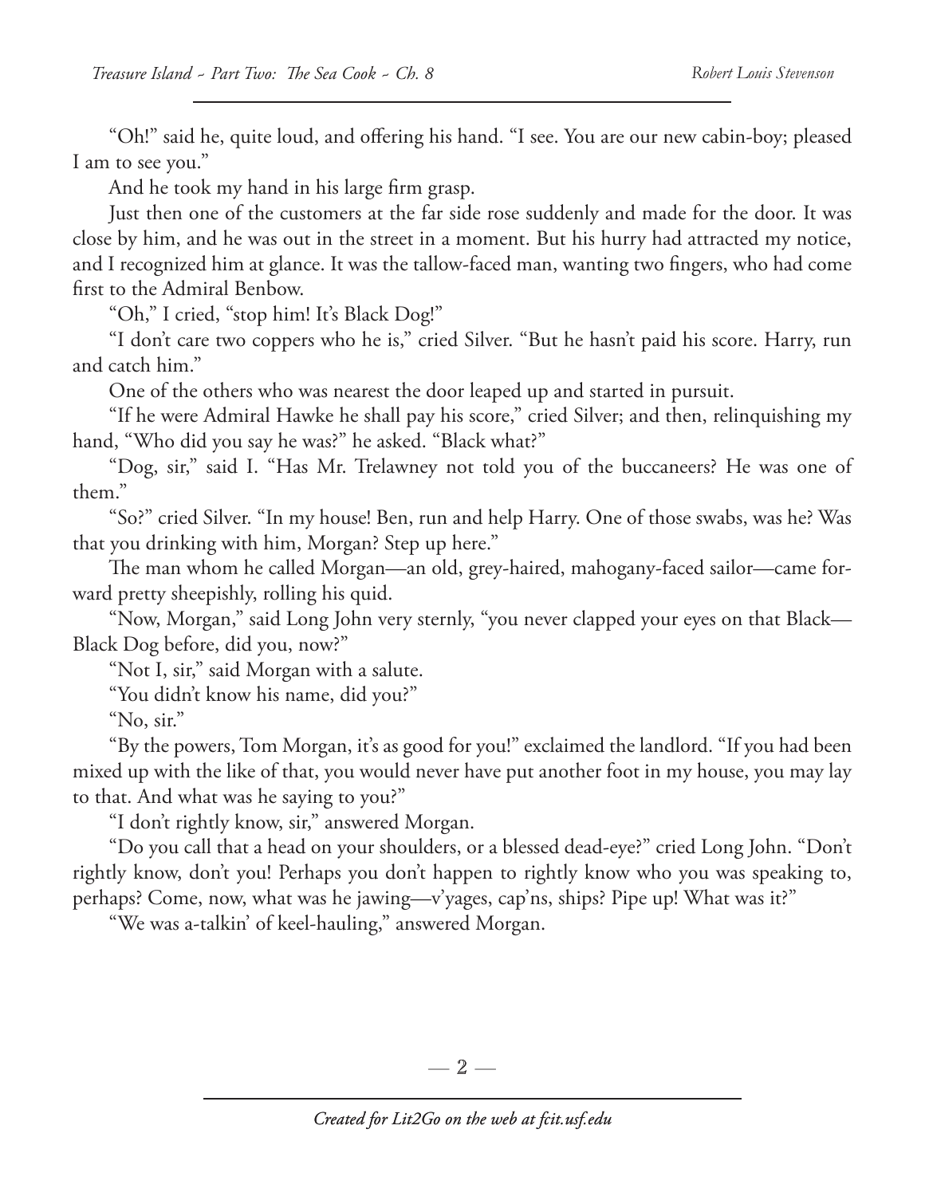"Oh!" said he, quite loud, and offering his hand. "I see. You are our new cabin-boy; pleased I am to see you."

And he took my hand in his large firm grasp.

Just then one of the customers at the far side rose suddenly and made for the door. It was close by him, and he was out in the street in a moment. But his hurry had attracted my notice, and I recognized him at glance. It was the tallow-faced man, wanting two fingers, who had come first to the Admiral Benbow.

"Oh," I cried, "stop him! It's Black Dog!"

"I don't care two coppers who he is," cried Silver. "But he hasn't paid his score. Harry, run and catch him."

One of the others who was nearest the door leaped up and started in pursuit.

"If he were Admiral Hawke he shall pay his score," cried Silver; and then, relinquishing my hand, "Who did you say he was?" he asked. "Black what?"

"Dog, sir," said I. "Has Mr. Trelawney not told you of the buccaneers? He was one of them."

"So?" cried Silver. "In my house! Ben, run and help Harry. One of those swabs, was he? Was that you drinking with him, Morgan? Step up here."

The man whom he called Morgan—an old, grey-haired, mahogany-faced sailor—came forward pretty sheepishly, rolling his quid.

"Now, Morgan," said Long John very sternly, "you never clapped your eyes on that Black—Black Dog before, did you, now?"

"Not I, sir," said Morgan with a salute.

"You didn't know his name, did you?"

"No, sir."

"By the powers, Tom Morgan, it's as good for you!" exclaimed the landlord. "If you had been mixed up with the like of that, you would never have put another foot in my house, you may lay to that. And what was he saying to you?"

"I don't rightly know, sir," answered Morgan.

"Do you call that a head on your shoulders, or a blessed dead-eye?" cried Long John. "Don't rightly know, don't you! Perhaps you don't happen to rightly know who you was speaking to, perhaps? Come, now, what was he jawing—v'yages, cap'ns, ships? Pipe up! What was it?"

"We was a-talkin' of keel-hauling," answered Morgan.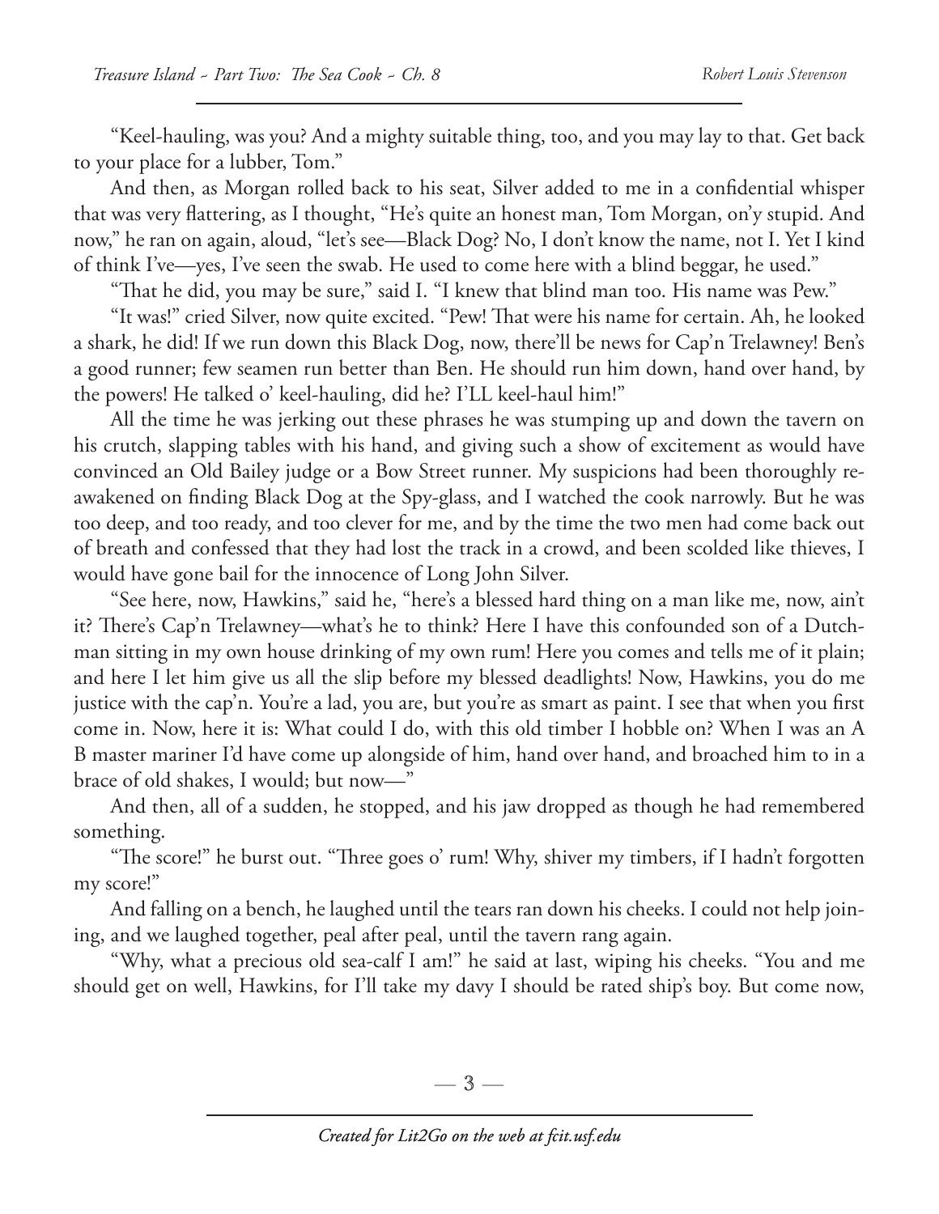"Keel-hauling, was you? And a mighty suitable thing, too, and you may lay to that. Get back to your place for a lubber, Tom."

And then, as Morgan rolled back to his seat, Silver added to me in a confidential whisper that was very flattering, as I thought, "He's quite an honest man, Tom Morgan, on'y stupid. And now," he ran on again, aloud, "let's see—Black Dog? No, I don't know the name, not I. Yet I kind of think I've—yes, I've seen the swab. He used to come here with a blind beggar, he used."

"That he did, you may be sure," said I. "I knew that blind man too. His name was Pew."

"It was!" cried Silver, now quite excited. "Pew! That were his name for certain. Ah, he looked a shark, he did! If we run down this Black Dog, now, there'll be news for Cap'n Trelawney! Ben's a good runner; few seamen run better than Ben. He should run him down, hand over hand, by the powers! He talked o' keel-hauling, did he? I'LL keel-haul him!"

All the time he was jerking out these phrases he was stumping up and down the tavern on his crutch, slapping tables with his hand, and giving such a show of excitement as would have convinced an Old Bailey judge or a Bow Street runner. My suspicions had been thoroughly reawakened on finding Black Dog at the Spy-glass, and I watched the cook narrowly. But he was too deep, and too ready, and too clever for me, and by the time the two men had come back out of breath and confessed that they had lost the track in a crowd, and been scolded like thieves, I would have gone bail for the innocence of Long John Silver.

"See here, now, Hawkins," said he, "here's a blessed hard thing on a man like me, now, ain't it? There's Cap'n Trelawney—what's he to think? Here I have this confounded son of a Dutchman sitting in my own house drinking of my own rum! Here you comes and tells me of it plain; and here I let him give us all the slip before my blessed deadlights! Now, Hawkins, you do me justice with the cap'n. You're a lad, you are, but you're as smart as paint. I see that when you first come in. Now, here it is: What could I do, with this old timber I hobble on? When I was an A B master mariner I'd have come up alongside of him, hand over hand, and broached him to in a brace of old shakes, I would; but now—"

And then, all of a sudden, he stopped, and his jaw dropped as though he had remembered something.

"The score!" he burst out. "Three goes o' rum! Why, shiver my timbers, if I hadn't forgotten my score!"

And falling on a bench, he laughed until the tears ran down his cheeks. I could not help joining, and we laughed together, peal after peal, until the tavern rang again.

"Why, what a precious old sea-calf I am!" he said at last, wiping his cheeks. "You and me should get on well, Hawkins, for I'll take my davy I should be rated ship's boy. But come now,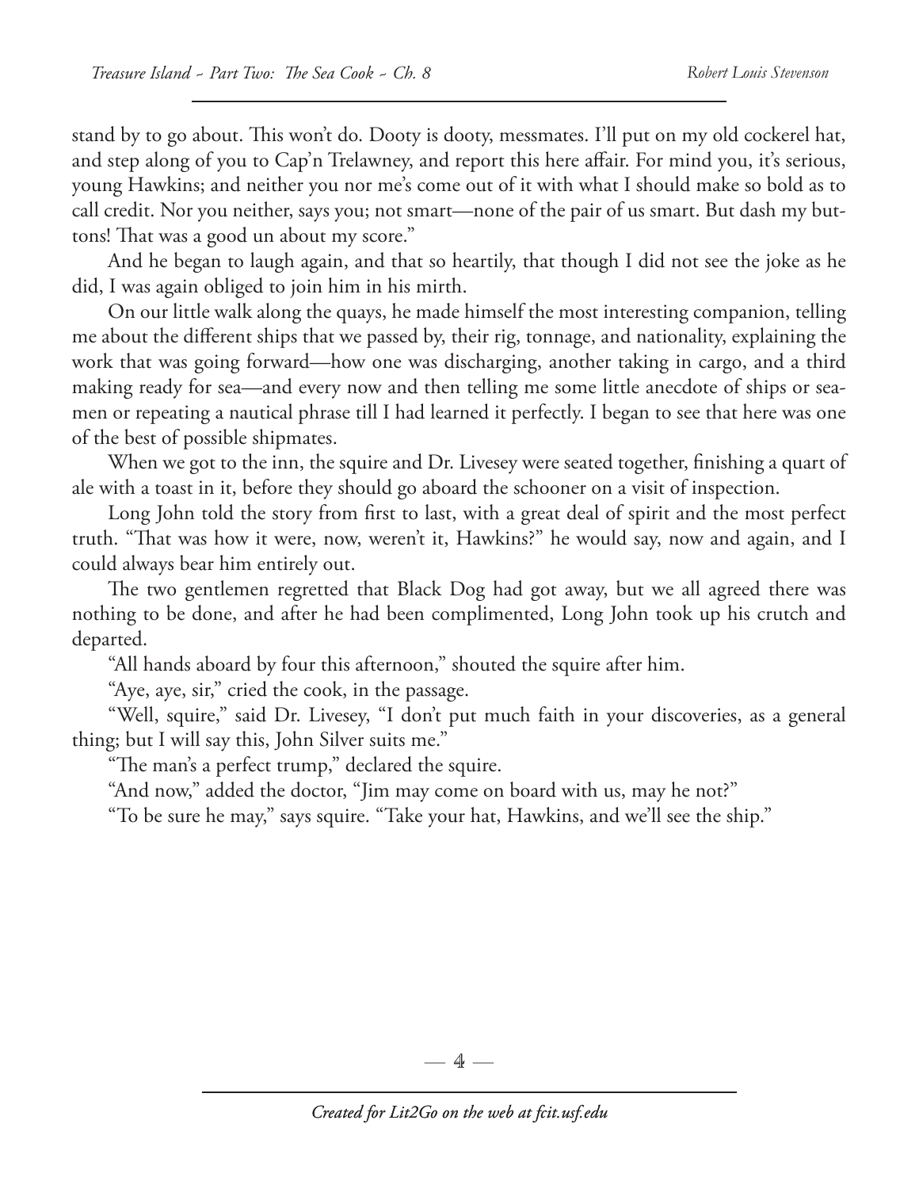stand by to go about. This won't do. Dooty is dooty, messmates. I'll put on my old cockerel hat, and step along of you to Cap'n Trelawney, and report this here affair. For mind you, it's serious, young Hawkins; and neither you nor me's come out of it with what I should make so bold as to call credit. Nor you neither, says you; not smart—none of the pair of us smart. But dash my buttons! That was a good un about my score."

And he began to laugh again, and that so heartily, that though I did not see the joke as he did, I was again obliged to join him in his mirth.

On our little walk along the quays, he made himself the most interesting companion, telling me about the different ships that we passed by, their rig, tonnage, and nationality, explaining the work that was going forward—how one was discharging, another taking in cargo, and a third making ready for sea—and every now and then telling me some little anecdote of ships or seamen or repeating a nautical phrase till I had learned it perfectly. I began to see that here was one of the best of possible shipmates.

When we got to the inn, the squire and Dr. Livesey were seated together, finishing a quart of ale with a toast in it, before they should go aboard the schooner on a visit of inspection.

Long John told the story from first to last, with a great deal of spirit and the most perfect truth. "That was how it were, now, weren't it, Hawkins?" he would say, now and again, and I could always bear him entirely out.

The two gentlemen regretted that Black Dog had got away, but we all agreed there was nothing to be done, and after he had been complimented, Long John took up his crutch and departed.

"All hands aboard by four this afternoon," shouted the squire after him.

"Aye, aye, sir," cried the cook, in the passage.

"Well, squire," said Dr. Livesey, "I don't put much faith in your discoveries, as a general thing; but I will say this, John Silver suits me."

"The man's a perfect trump," declared the squire.

"And now," added the doctor, "Jim may come on board with us, may he not?"

"To be sure he may," says squire. "Take your hat, Hawkins, and we'll see the ship."